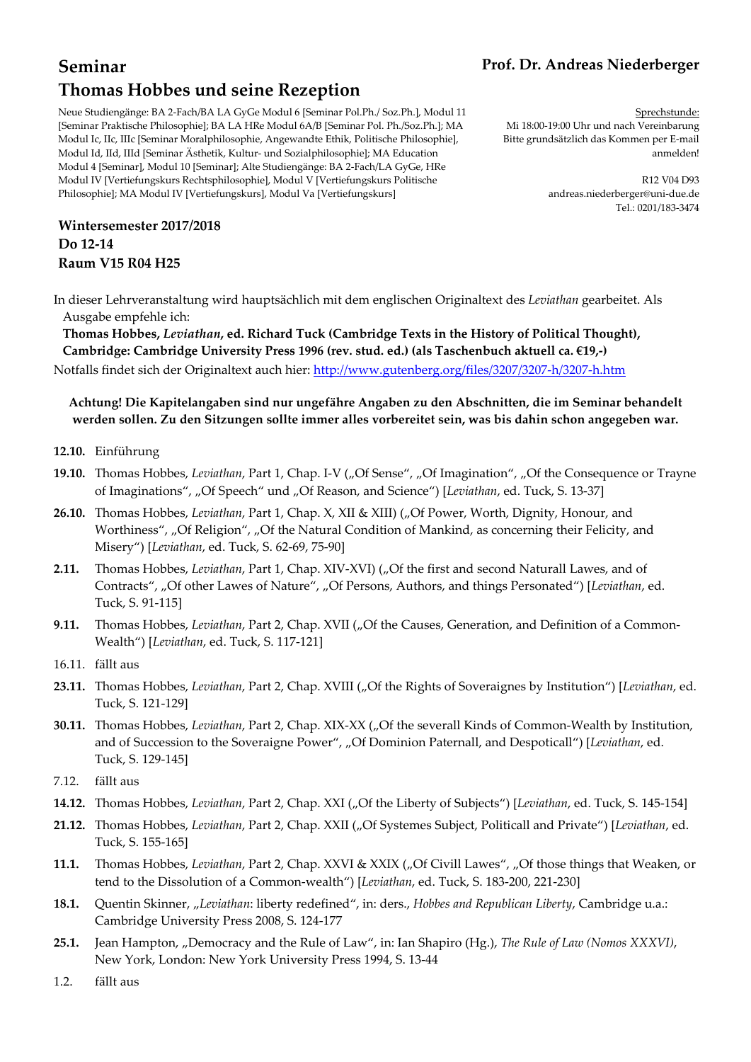# Seminar

# Thomas Hobbes und seine Rezeption

**Prof. Dr. Andreas Niederberger**

Neue Studiengänge: BA 2-Fach/BA LA GyGe Modul 6 [Seminar Pol.Ph./ Soz.Ph.], Modul 11 [Seminar Praktische Philosophie]; BA LA HRe Modul 6A/B [Seminar Pol. Ph./Soz.Ph.]; MA Modul Ic, IIc, IIIc [Seminar Moralphilosophie, Angewandte Ethik, Politische Philosophie], Modul Id, IId, IIId [Seminar Ästhetik, Kultur- und Sozialphilosophie]; MA Education Modul 4 [Seminar], Modul 10 [Seminar]; Alte Studiengänge: BA 2-Fach/LA GyGe, HRe Modul IV [Vertiefungskurs Rechtsphilosophie], Modul V [Vertiefungskurs Politische Philosophie]; MA Modul IV [Vertiefungskurs], Modul Va [Vertiefungskurs]

Sprechstunde:
Mi 18:00-19:00 Uhr und nach Vereinbarung
Bitte grundsätzlich das Kommen per E-mail anmelden!

R12 V04 D93
andreas.niederberger@uni-due.de
Tel.: 0201/183-3474

**Wintersemester 2017/2018**
**Do 12-14**
**Raum V15 R04 H25**

In dieser Lehrveranstaltung wird hauptsächlich mit dem englischen Originaltext des *Leviathan* gearbeitet. Als Ausgabe empfehle ich:

**Thomas Hobbes, *Leviathan*, ed. Richard Tuck (Cambridge Texts in the History of Political Thought), Cambridge: Cambridge University Press 1996 (rev. stud. ed.) (als Taschenbuch aktuell ca. €19,-)**

Notfalls findet sich der Originaltext auch hier: http://www.gutenberg.org/files/3207/3207-h/3207-h.htm

**Achtung! Die Kapitelangaben sind nur ungefähre Angaben zu den Abschnitten, die im Seminar behandelt werden sollen. Zu den Sitzungen sollte immer alles vorbereitet sein, was bis dahin schon angegeben war.**

**12.10.** Einführung

**19.10.** Thomas Hobbes, *Leviathan*, Part 1, Chap. I-V („Of Sense“, „Of Imagination“, „Of the Consequence or Trayne of Imaginations“, „Of Speech“ und „Of Reason, and Science“) [*Leviathan*, ed. Tuck, S. 13-37]

**26.10.** Thomas Hobbes, *Leviathan*, Part 1, Chap. X, XII & XIII) („Of Power, Worth, Dignity, Honour, and Worthiness“, „Of Religion“, „Of the Natural Condition of Mankind, as concerning their Felicity, and Misery“) [*Leviathan*, ed. Tuck, S. 62-69, 75-90]

**2.11.** Thomas Hobbes, *Leviathan*, Part 1, Chap. XIV-XVI) („Of the first and second Naturall Lawes, and of Contracts“, „Of other Lawes of Nature“, „Of Persons, Authors, and things Personated“) [*Leviathan*, ed. Tuck, S. 91-115]

**9.11.** Thomas Hobbes, *Leviathan*, Part 2, Chap. XVII („Of the Causes, Generation, and Definition of a Common-Wealth“) [*Leviathan*, ed. Tuck, S. 117-121]

16.11. fällt aus

**23.11.** Thomas Hobbes, *Leviathan*, Part 2, Chap. XVIII („Of the Rights of Soveraignes by Institution“) [*Leviathan*, ed. Tuck, S. 121-129]

**30.11.** Thomas Hobbes, *Leviathan*, Part 2, Chap. XIX-XX („Of the severall Kinds of Common-Wealth by Institution, and of Succession to the Soveraigne Power“, „Of Dominion Paternall, and Despoticall“) [*Leviathan*, ed. Tuck, S. 129-145]

7.12. fällt aus

**14.12.** Thomas Hobbes, *Leviathan*, Part 2, Chap. XXI („Of the Liberty of Subjects“) [*Leviathan*, ed. Tuck, S. 145-154]

**21.12.** Thomas Hobbes, *Leviathan*, Part 2, Chap. XXII („Of Systemes Subject, Politicall and Private“) [*Leviathan*, ed. Tuck, S. 155-165]

**11.1.** Thomas Hobbes, *Leviathan*, Part 2, Chap. XXVI & XXIX („Of Civill Lawes“, „Of those things that Weaken, or tend to the Dissolution of a Common-wealth“) [*Leviathan*, ed. Tuck, S. 183-200, 221-230]

**18.1.** Quentin Skinner, „*Leviathan*: liberty redefined“, in: ders., *Hobbes and Republican Liberty*, Cambridge u.a.: Cambridge University Press 2008, S. 124-177

**25.1.** Jean Hampton, „Democracy and the Rule of Law“, in: Ian Shapiro (Hg.), *The Rule of Law (Nomos XXXVI)*, New York, London: New York University Press 1994, S. 13-44

1.2. fällt aus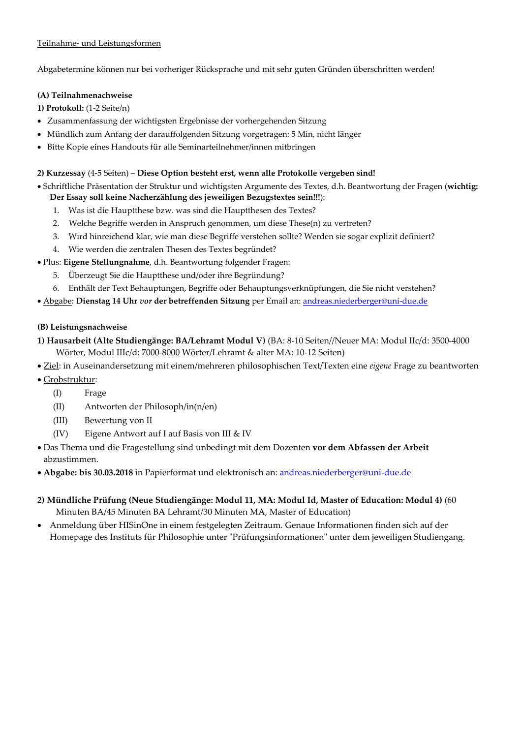Teilnahme- und Leistungsformen

Abgabetermine können nur bei vorheriger Rücksprache und mit sehr guten Gründen überschritten werden!

**(A) Teilnahmenachweise**

**1) Protokoll:** (1-2 Seite/n)

- Zusammenfassung der wichtigsten Ergebnisse der vorhergehenden Sitzung
- Mündlich zum Anfang der darauffolgenden Sitzung vorgetragen: 5 Min, nicht länger
- Bitte Kopie eines Handouts für alle Seminarteilnehmer/innen mitbringen

**2) Kurzessay** (4-5 Seiten) – **Diese Option besteht erst, wenn alle Protokolle vergeben sind!**

- Schriftliche Präsentation der Struktur und wichtigsten Argumente des Textes, d.h. Beantwortung der Fragen (**wichtig: Der Essay soll keine Nacherzählung des jeweiligen Bezugstextes sein!!!**):
  1. Was ist die Hauptthese bzw. was sind die Hauptthesen des Textes?
  2. Welche Begriffe werden in Anspruch genommen, um diese These(n) zu vertreten?
  3. Wird hinreichend klar, wie man diese Begriffe verstehen sollte? Werden sie sogar explizit definiert?
  4. Wie werden die zentralen Thesen des Textes begründet?
- Plus: **Eigene Stellungnahme**, d.h. Beantwortung folgender Fragen:
  5. Überzeugt Sie die Hauptthese und/oder ihre Begründung?
  6. Enthält der Text Behauptungen, Begriffe oder Behauptungsverknüpfungen, die Sie nicht verstehen?
- Abgabe: **Dienstag 14 Uhr *vor* der betreffenden Sitzung** per Email an: andreas.niederberger@uni-due.de

**(B) Leistungsnachweise**

**1) Hausarbeit (Alte Studiengänge: BA/Lehramt Modul V)** (BA: 8-10 Seiten//Neuer MA: Modul IIc/d: 3500-4000 Wörter, Modul IIIc/d: 7000-8000 Wörter/Lehramt & alter MA: 10-12 Seiten)

- Ziel: in Auseinandersetzung mit einem/mehreren philosophischen Text/Texten eine *eigene* Frage zu beantworten
- Grobstruktur:
  - (I) Frage
  - (II) Antworten der Philosoph/in(n/en)
  - (III) Bewertung von II
  - (IV) Eigene Antwort auf I auf Basis von III & IV
- Das Thema und die Fragestellung sind unbedingt mit dem Dozenten **vor dem Abfassen der Arbeit** abzustimmen.
- **Abgabe: bis 30.03.2018** in Papierformat und elektronisch an: andreas.niederberger@uni-due.de

**2) Mündliche Prüfung (Neue Studiengänge: Modul 11, MA: Modul Id, Master of Education: Modul 4)** (60 Minuten BA/45 Minuten BA Lehramt/30 Minuten MA, Master of Education)

- Anmeldung über HISinOne in einem festgelegten Zeitraum. Genaue Informationen finden sich auf der Homepage des Instituts für Philosophie unter "Prüfungsinformationen" unter dem jeweiligen Studiengang.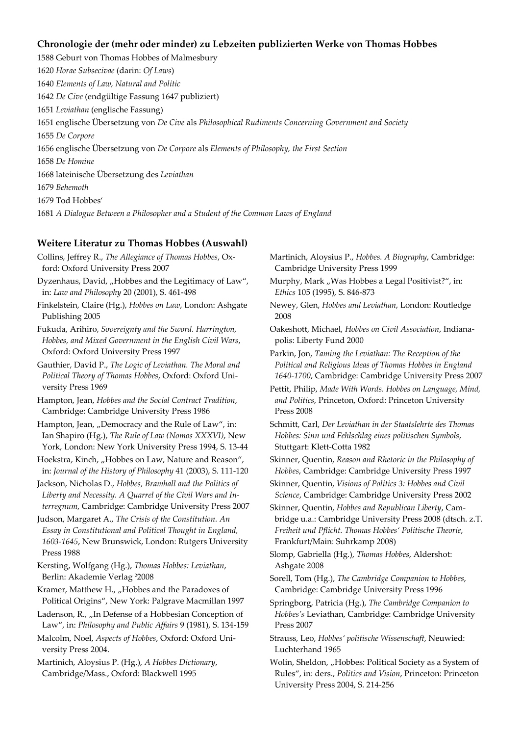## Chronologie der (mehr oder minder) zu Lebzeiten publizierten Werke von Thomas Hobbes

1588 Geburt von Thomas Hobbes of Malmesbury

1620 *Horae Subsecivae* (darin: *Of Laws*)

1640 *Elements of Law, Natural and Politic*

1642 *De Cive* (endgültige Fassung 1647 publiziert)

1651 *Leviathan* (englische Fassung)

1651 englische Übersetzung von *De Cive* als *Philosophical Rudiments Concerning Government and Society*

1655 *De Corpore*

1656 englische Übersetzung von *De Corpore* als *Elements of Philosophy, the First Section*

1658 *De Homine*

1668 lateinische Übersetzung des *Leviathan*

1679 *Behemoth*

1679 Tod Hobbes'

1681 *A Dialogue Between a Philosopher and a Student of the Common Laws of England*

## Weitere Literatur zu Thomas Hobbes (Auswahl)

Collins, Jeffrey R., *The Allegiance of Thomas Hobbes*, Oxford: Oxford University Press 2007

Dyzenhaus, David, „Hobbes and the Legitimacy of Law", in: *Law and Philosophy* 20 (2001), S. 461-498

Finkelstein, Claire (Hg.), *Hobbes on Law*, London: Ashgate Publishing 2005

Fukuda, Arihiro, *Sovereignty and the Sword. Harrington, Hobbes, and Mixed Government in the English Civil Wars*, Oxford: Oxford University Press 1997

Gauthier, David P., *The Logic of Leviathan. The Moral and Political Theory of Thomas Hobbes*, Oxford: Oxford University Press 1969

Hampton, Jean, *Hobbes and the Social Contract Tradition*, Cambridge: Cambridge University Press 1986

Hampton, Jean, „Democracy and the Rule of Law", in: Ian Shapiro (Hg.), *The Rule of Law (Nomos XXXVI)*, New York, London: New York University Press 1994, S. 13-44

Hoekstra, Kinch, „Hobbes on Law, Nature and Reason", in: *Journal of the History of Philosophy* 41 (2003), S. 111-120

Jackson, Nicholas D., *Hobbes, Bramhall and the Politics of Liberty and Necessity. A Quarrel of the Civil Wars and Interregnum*, Cambridge: Cambridge University Press 2007

Judson, Margaret A., *The Crisis of the Constitution. An Essay in Constitutional and Political Thought in England, 1603-1645*, New Brunswick, London: Rutgers University Press 1988

Kersting, Wolfgang (Hg.), *Thomas Hobbes: Leviathan*, Berlin: Akademie Verlag [2]2008

Kramer, Matthew H., „Hobbes and the Paradoxes of Political Origins", New York: Palgrave Macmillan 1997

Ladenson, R., „In Defense of a Hobbesian Conception of Law", in: *Philosophy and Public Affairs* 9 (1981), S. 134-159

Malcolm, Noel, *Aspects of Hobbes*, Oxford: Oxford University Press 2004.

Martinich, Aloysius P. (Hg.), *A Hobbes Dictionary*, Cambridge/Mass., Oxford: Blackwell 1995

Martinich, Aloysius P., *Hobbes. A Biography*, Cambridge: Cambridge University Press 1999

Murphy, Mark „Was Hobbes a Legal Positivist?", in: *Ethics* 105 (1995), S. 846-873

Newey, Glen, *Hobbes and Leviathan*, London: Routledge 2008

Oakeshott, Michael, *Hobbes on Civil Association*, Indianapolis: Liberty Fund 2000

Parkin, Jon, *Taming the Leviathan: The Reception of the Political and Religious Ideas of Thomas Hobbes in England 1640-1700*, Cambridge: Cambridge University Press 2007

Pettit, Philip, *Made With Words. Hobbes on Language, Mind, and Politics*, Princeton, Oxford: Princeton University Press 2008

Schmitt, Carl, *Der Leviathan in der Staatslehrte des Thomas Hobbes: Sinn und Fehlschlag eines politischen Symbols*, Stuttgart: Klett-Cotta 1982

Skinner, Quentin, *Reason and Rhetoric in the Philosophy of Hobbes*, Cambridge: Cambridge University Press 1997

Skinner, Quentin, *Visions of Politics 3: Hobbes and Civil Science*, Cambridge: Cambridge University Press 2002

Skinner, Quentin, *Hobbes and Republican Liberty*, Cambridge u.a.: Cambridge University Press 2008 (dtsch. z.T. *Freiheit und Pflicht. Thomas Hobbes' Politische Theorie*, Frankfurt/Main: Suhrkamp 2008)

Slomp, Gabriella (Hg.), *Thomas Hobbes*, Aldershot: Ashgate 2008

Sorell, Tom (Hg.), *The Cambridge Companion to Hobbes*, Cambridge: Cambridge University Press 1996

Springborg, Patricia (Hg.), *The Cambridge Companion to Hobbes's* Leviathan, Cambridge: Cambridge University Press 2007

Strauss, Leo, *Hobbes' politische Wissenschaft*, Neuwied: Luchterhand 1965

Wolin, Sheldon, „Hobbes: Political Society as a System of Rules", in: ders., *Politics and Vision*, Princeton: Princeton University Press 2004, S. 214-256